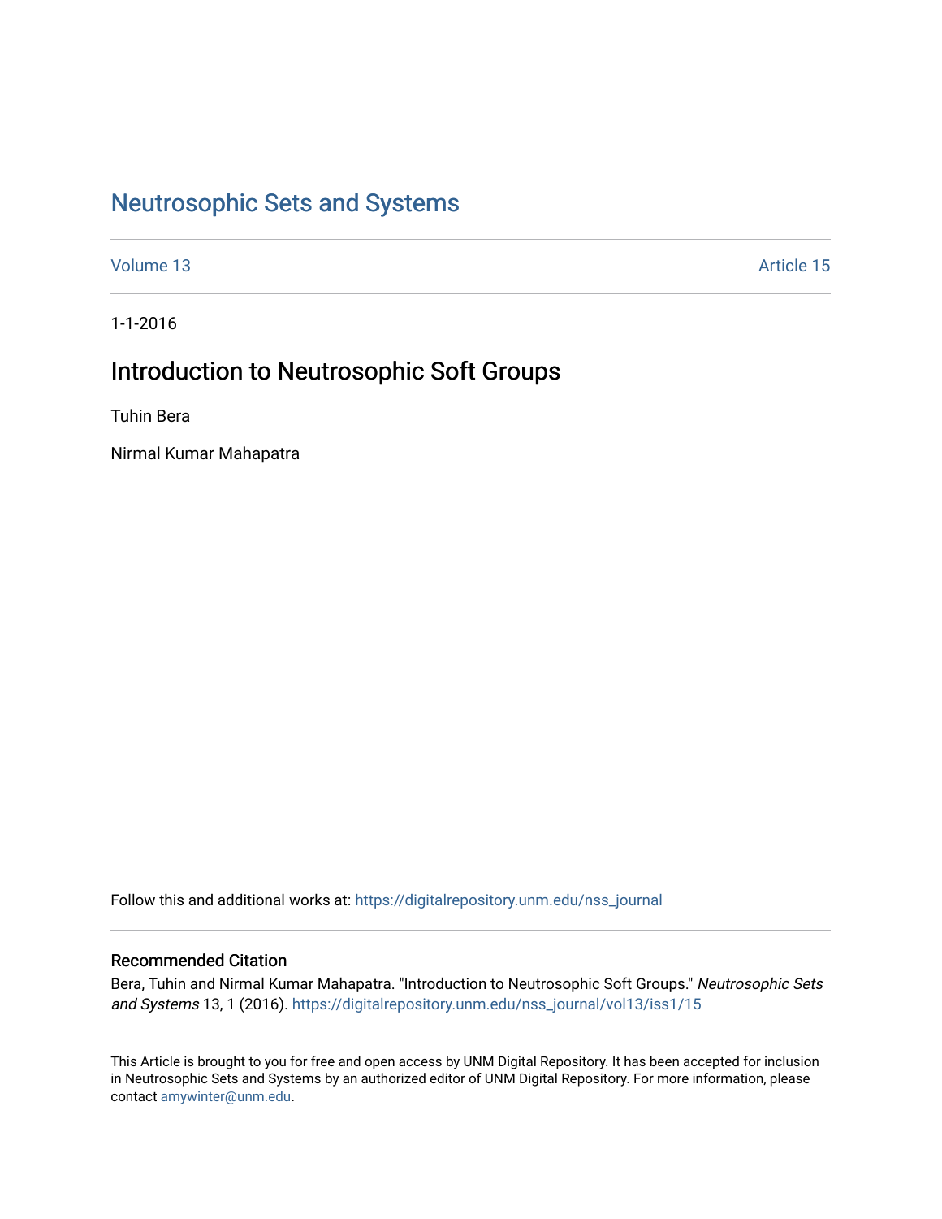# Neutrosophic Sets and Systems

Volume 13 Article 15

1-1-2016

## Introduction to Neutrosophic Soft Groups

Tuhin Bera

Nirmal Kumar Mahapatra

Follow this and additional works at: https://digitalrepository.unm.edu/nss_journal

### Recommended Citation

Bera, Tuhin and Nirmal Kumar Mahapatra. "Introduction to Neutrosophic Soft Groups." *Neutrosophic Sets and Systems* 13, 1 (2016). https://digitalrepository.unm.edu/nss_journal/vol13/iss1/15

This Article is brought to you for free and open access by UNM Digital Repository. It has been accepted for inclusion in Neutrosophic Sets and Systems by an authorized editor of UNM Digital Repository. For more information, please contact amywinter@unm.edu.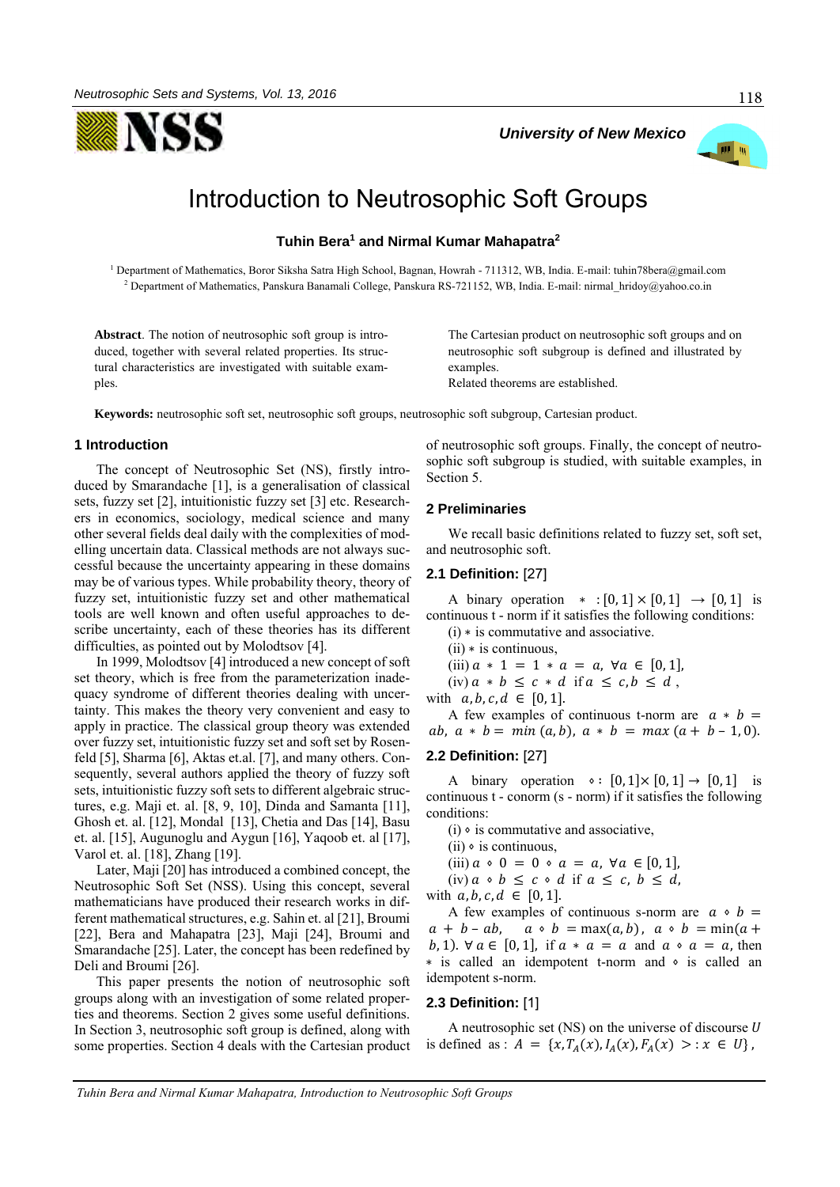# Introduction to Neutrosophic Soft Groups

**Tuhin Bera[1] and Nirmal Kumar Mahapatra[2]**

[1] Department of Mathematics, Boror Siksha Satra High School, Bagnan, Howrah - 711312, WB, India. E-mail: tuhin78bera@gmail.com
[2] Department of Mathematics, Panskura Banamali College, Panskura RS-721152, WB, India. E-mail: nirmal_hridoy@yahoo.co.in

**Abstract**. The notion of neutrosophic soft group is introduced, together with several related properties. Its structural characteristics are investigated with suitable examples.
The Cartesian product on neutrosophic soft groups and on neutrosophic soft subgroup is defined and illustrated by examples.
Related theorems are established.

**Keywords:** neutrosophic soft set, neutrosophic soft groups, neutrosophic soft subgroup, Cartesian product.

## 1 Introduction

The concept of Neutrosophic Set (NS), firstly introduced by Smarandache [1], is a generalisation of classical sets, fuzzy set [2], intuitionistic fuzzy set [3] etc. Researchers in economics, sociology, medical science and many other several fields deal daily with the complexities of modelling uncertain data. Classical methods are not always successful because the uncertainty appearing in these domains may be of various types. While probability theory, theory of fuzzy set, intuitionistic fuzzy set and other mathematical tools are well known and often useful approaches to describe uncertainty, each of these theories has its different difficulties, as pointed out by Molodtsov [4].

In 1999, Molodtsov [4] introduced a new concept of soft set theory, which is free from the parameterization inadequacy syndrome of different theories dealing with uncertainty. This makes the theory very convenient and easy to apply in practice. The classical group theory was extended over fuzzy set, intuitionistic fuzzy set and soft set by Rosenfeld [5], Sharma [6], Aktas et.al. [7], and many others. Consequently, several authors applied the theory of fuzzy soft sets, intuitionistic fuzzy soft sets to different algebraic structures, e.g. Maji et. al. [8, 9, 10], Dinda and Samanta [11], Ghosh et. al. [12], Mondal [13], Chetia and Das [14], Basu et. al. [15], Augunoglu and Aygun [16], Yaqoob et. al [17], Varol et. al. [18], Zhang [19].

Later, Maji [20] has introduced a combined concept, the Neutrosophic Soft Set (NSS). Using this concept, several mathematicians have produced their research works in different mathematical structures, e.g. Sahin et. al [21], Broumi [22], Bera and Mahapatra [23], Maji [24], Broumi and Smarandache [25]. Later, the concept has been redefined by Deli and Broumi [26].

This paper presents the notion of neutrosophic soft groups along with an investigation of some related properties and theorems. Section 2 gives some useful definitions. In Section 3, neutrosophic soft group is defined, along with some properties. Section 4 deals with the Cartesian product of neutrosophic soft groups. Finally, the concept of neutrosophic soft subgroup is studied, with suitable examples, in Section 5.

## 2 Preliminaries

We recall basic definitions related to fuzzy set, soft set, and neutrosophic soft.

### 2.1 Definition: [27]

A binary operation $* : [0,1] \times [0,1] \rightarrow [0,1]$ is continuous t - norm if it satisfies the following conditions:

(i) $*$ is commutative and associative.

(ii) $*$ is continuous,

(iii) $a * 1 = 1 * a = a, \ \forall a \in [0,1]$,

(iv) $a * b \leq c * d$ if $a \leq c, b \leq d$,

with $a, b, c, d \in [0,1]$.

A few examples of continuous t-norm are $a * b = ab$, $a * b = min\,(a,b)$, $a * b = max\,(a + b - 1, 0)$.

### 2.2 Definition: [27]

A binary operation $\diamond : [0,1] \times [0,1] \rightarrow [0,1]$ is continuous t - conorm (s - norm) if it satisfies the following conditions:

(i) $\diamond$ is commutative and associative,

(ii) $\diamond$ is continuous,

(iii) $a \diamond 0 = 0 \diamond a = a, \ \forall a \in [0,1]$,

(iv) $a \diamond b \leq c \diamond d$ if $a \leq c, \ b \leq d$,

with $a, b, c, d \in [0,1]$.

A few examples of continuous s-norm are $a \diamond b = a + b - ab$, $a \diamond b = \max(a,b)$, $a \diamond b = \min(a + b, 1)$. $\forall a \in [0,1]$, if $a * a = a$ and $a \diamond a = a$, then $*$ is called an idempotent t-norm and $\diamond$ is called an idempotent s-norm.

### 2.3 Definition: [1]

A neutrosophic set (NS) on the universe of discourse $U$ is defined as : $A = \{x, T_A(x), I_A(x), F_A(x) >: x \in U\}$,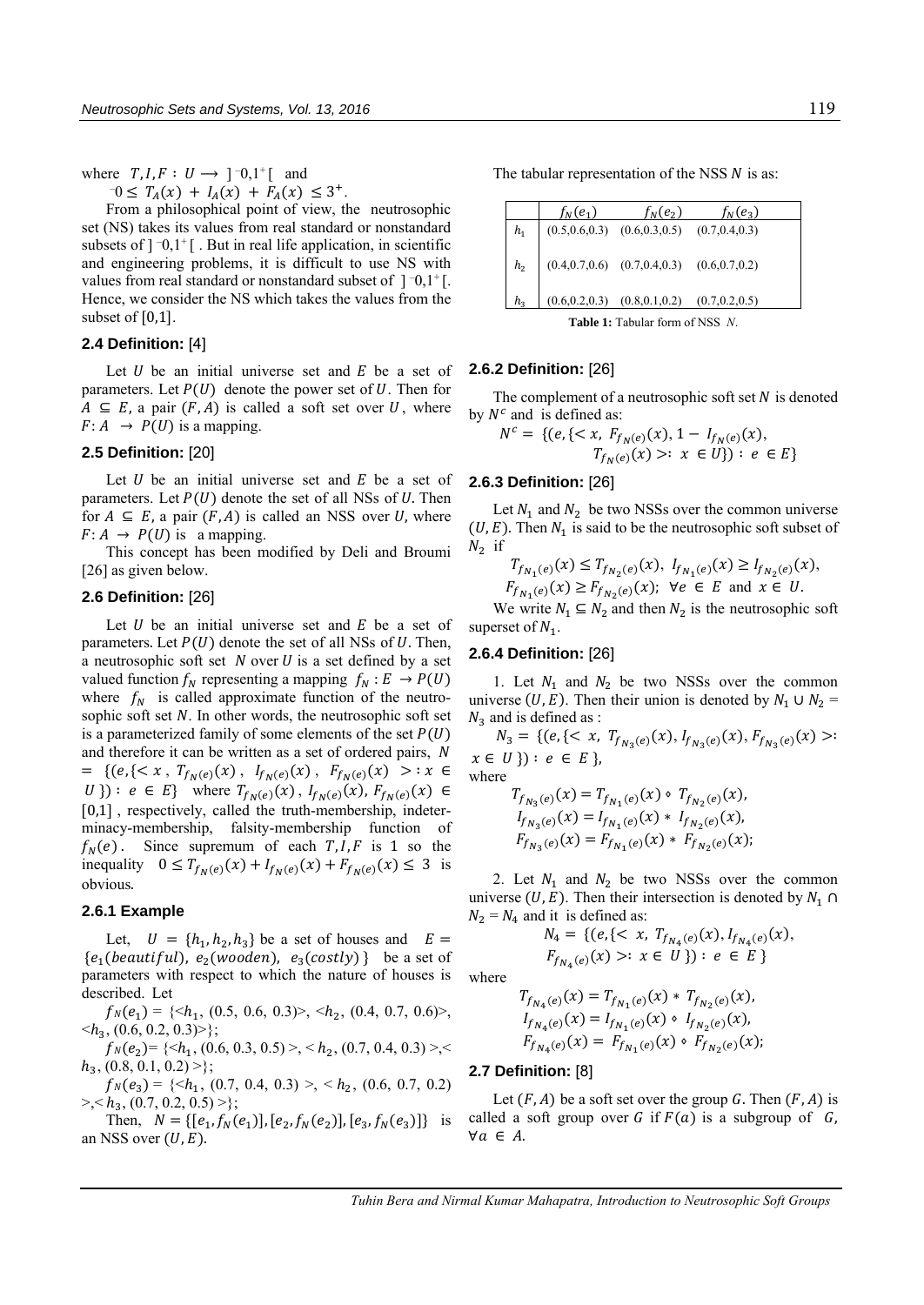where $T, I, F : U \longrightarrow ]^-0,1^+[$ and
$^-0 \le T_A(x) + I_A(x) + F_A(x) \le 3^+$.

From a philosophical point of view, the neutrosophic set (NS) takes its values from real standard or nonstandard subsets of $]^-0,1^+[$ . But in real life application, in scientific and engineering problems, it is difficult to use NS with values from real standard or nonstandard subset of $]^-0,1^+[$. Hence, we consider the NS which takes the values from the subset of $[0,1]$.

### 2.4 Definition: [4]

Let $U$ be an initial universe set and $E$ be a set of parameters. Let $P(U)$ denote the power set of $U$. Then for $A \subseteq E$, a pair $(F, A)$ is called a soft set over $U$, where $F: A \rightarrow P(U)$ is a mapping.

### 2.5 Definition: [20]

Let $U$ be an initial universe set and $E$ be a set of parameters. Let $P(U)$ denote the set of all NSs of $U$. Then for $A \subseteq E$, a pair $(F, A)$ is called an NSS over $U$, where $F: A \rightarrow P(U)$ is a mapping.

This concept has been modified by Deli and Broumi [26] as given below.

### 2.6 Definition: [26]

Let $U$ be an initial universe set and $E$ be a set of parameters. Let $P(U)$ denote the set of all NSs of $U$. Then, a neutrosophic soft set $N$ over $U$ is a set defined by a set valued function $f_N$ representing a mapping $f_N : E \rightarrow P(U)$ where $f_N$ is called approximate function of the neutrosophic soft set $N$. In other words, the neutrosophic soft set is a parameterized family of some elements of the set $P(U)$ and therefore it can be written as a set of ordered pairs, $N = \{(e, \{< x, T_{f_N(e)}(x), I_{f_N(e)}(x), F_{f_N(e)}(x) >: x \in U\}) : e \in E\}$ where $T_{f_N(e)}(x), I_{f_N(e)}(x), F_{f_N(e)}(x) \in [0,1]$ , respectively, called the truth-membership, indeterminacy-membership, falsity-membership function of $f_N(e)$. Since supremum of each $T, I, F$ is 1 so the inequality $0 \le T_{f_N(e)}(x) + I_{f_N(e)}(x) + F_{f_N(e)}(x) \le 3$ is obvious.

#### 2.6.1 Example

Let, $U = \{h_1, h_2, h_3\}$ be a set of houses and $E = \{e_1(beautiful),\ e_2(wooden),\ e_3(costly)\}$ be a set of parameters with respect to which the nature of houses is described. Let

$f_N(e_1) = \{<h_1, (0.5, 0.6, 0.3)>, <h_2, (0.4, 0.7, 0.6)>, <h_3, (0.6, 0.2, 0.3)>\}$;

$f_N(e_2) = \{<h_1, (0.6, 0.3, 0.5)>, <h_2, (0.7, 0.4, 0.3)>, <h_3, (0.8, 0.1, 0.2)>\}$;

$f_N(e_3) = \{<h_1, (0.7, 0.4, 0.3)>, <h_2, (0.6, 0.7, 0.2)>, <h_3, (0.7, 0.2, 0.5)>\}$;

Then, $N = \{[e_1, f_N(e_1)], [e_2, f_N(e_2)], [e_3, f_N(e_3)]\}$ is an NSS over $(U, E)$.

The tabular representation of the NSS $N$ is as:

| | $f_N(e_1)$ | $f_N(e_2)$ | $f_N(e_3)$ |
|---|---|---|---|
| $h_1$ | (0.5,0.6,0.3) | (0.6,0.3,0.5) | (0.7,0.4,0.3) |
| $h_2$ | (0.4,0.7,0.6) | (0.7,0.4,0.3) | (0.6,0.7,0.2) |
| $h_3$ | (0.6,0.2,0.3) | (0.8,0.1,0.2) | (0.7,0.2,0.5) |

**Table 1:** Tabular form of NSS $N$.

#### 2.6.2 Definition: [26]

The complement of a neutrosophic soft set $N$ is denoted by $N^c$ and is defined as:

$$N^c = \{(e, \{< x, F_{f_N(e)}(x), 1 - I_{f_N(e)}(x), T_{f_N(e)}(x) >: x \in U\}) : e \in E\}$$

#### 2.6.3 Definition: [26]

Let $N_1$ and $N_2$ be two NSSs over the common universe $(U, E)$. Then $N_1$ is said to be the neutrosophic soft subset of $N_2$ if

$$T_{f_{N_1}(e)}(x) \le T_{f_{N_2}(e)}(x),\ I_{f_{N_1}(e)}(x) \ge I_{f_{N_2}(e)}(x),$$
$$F_{f_{N_1}(e)}(x) \ge F_{f_{N_2}(e)}(x);\ \forall e \in E \text{ and } x \in U.$$

We write $N_1 \subseteq N_2$ and then $N_2$ is the neutrosophic soft superset of $N_1$.

#### 2.6.4 Definition: [26]

1. Let $N_1$ and $N_2$ be two NSSs over the common universe $(U, E)$. Then their union is denoted by $N_1 \cup N_2 = N_3$ and is defined as :

$$N_3 = \{(e, \{< x, T_{f_{N_3}(e)}(x), I_{f_{N_3}(e)}(x), F_{f_{N_3}(e)}(x) >: x \in U\}) : e \in E\},$$

where

$$T_{f_{N_3}(e)}(x) = T_{f_{N_1}(e)}(x) \diamond T_{f_{N_2}(e)}(x),$$
$$I_{f_{N_3}(e)}(x) = I_{f_{N_1}(e)}(x) * I_{f_{N_2}(e)}(x),$$
$$F_{f_{N_3}(e)}(x) = F_{f_{N_1}(e)}(x) * F_{f_{N_2}(e)}(x);$$

2. Let $N_1$ and $N_2$ be two NSSs over the common universe $(U, E)$. Then their intersection is denoted by $N_1 \cap N_2 = N_4$ and it is defined as:

$$N_4 = \{(e, \{< x, T_{f_{N_4}(e)}(x), I_{f_{N_4}(e)}(x), F_{f_{N_4}(e)}(x) >: x \in U\}) : e \in E\}$$

where

$$T_{f_{N_4}(e)}(x) = T_{f_{N_1}(e)}(x) * T_{f_{N_2}(e)}(x),$$
$$I_{f_{N_4}(e)}(x) = I_{f_{N_1}(e)}(x) \diamond I_{f_{N_2}(e)}(x),$$
$$F_{f_{N_4}(e)}(x) = F_{f_{N_1}(e)}(x) \diamond F_{f_{N_2}(e)}(x);$$

### 2.7 Definition: [8]

Let $(F, A)$ be a soft set over the group $G$. Then $(F, A)$ is called a soft group over $G$ if $F(a)$ is a subgroup of $G$, $\forall a \in A$.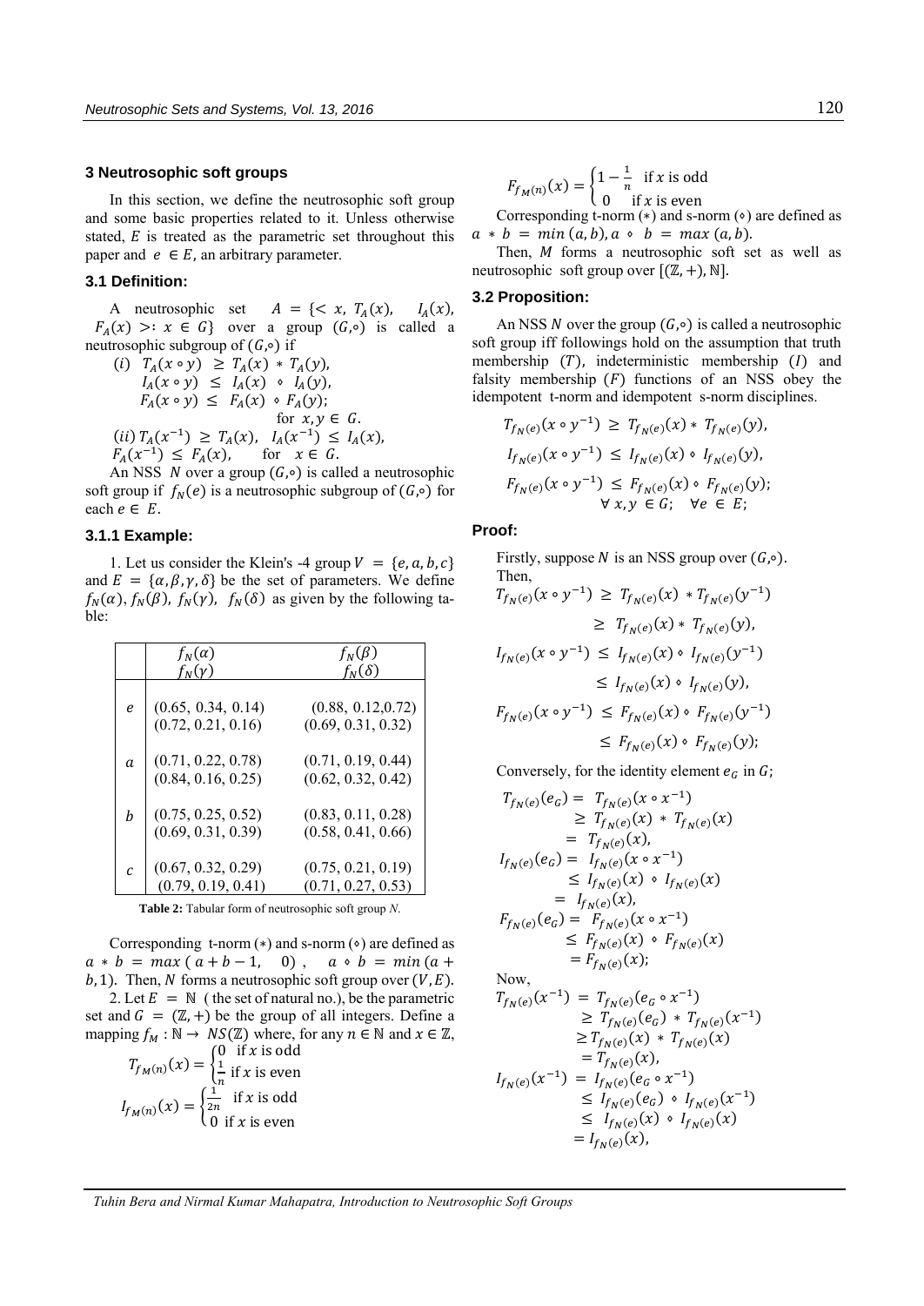## 3 Neutrosophic soft groups

In this section, we define the neutrosophic soft group and some basic properties related to it. Unless otherwise stated, $E$ is treated as the parametric set throughout this paper and $e \in E$, an arbitrary parameter.

### 3.1 Definition:

A neutrosophic set $A = \{< x, T_A(x), I_A(x), F_A(x) >: x \in G\}$ over a group $(G,\circ)$ is called a neutrosophic subgroup of $(G,\circ)$ if

(i) $T_A(x \circ y) \geq T_A(x) * T_A(y)$,
$I_A(x \circ y) \leq I_A(x) \diamond I_A(y)$,
$F_A(x \circ y) \leq F_A(x) \diamond F_A(y)$;
for $x, y \in G$.

(ii) $T_A(x^{-1}) \geq T_A(x)$, $I_A(x^{-1}) \leq I_A(x)$, $F_A(x^{-1}) \leq F_A(x)$, for $x \in G$.

An NSS $N$ over a group $(G,\circ)$ is called a neutrosophic soft group if $f_N(e)$ is a neutrosophic subgroup of $(G,\circ)$ for each $e \in E$.

#### 3.1.1 Example:

1. Let us consider the Klein's -4 group $V = \{e, a, b, c\}$ and $E = \{\alpha, \beta, \gamma, \delta\}$ be the set of parameters. We define $f_N(\alpha)$, $f_N(\beta)$, $f_N(\gamma)$, $f_N(\delta)$ as given by the following table:

| | $f_N(\alpha)$ / $f_N(\gamma)$ | $f_N(\beta)$ / $f_N(\delta)$ |
|---|---|---|
| $e$ | (0.65, 0.34, 0.14) / (0.72, 0.21, 0.16) | (0.88, 0.12,0.72) / (0.69, 0.31, 0.32) |
| $a$ | (0.71, 0.22, 0.78) / (0.84, 0.16, 0.25) | (0.71, 0.19, 0.44) / (0.62, 0.32, 0.42) |
| $b$ | (0.75, 0.25, 0.52) / (0.69, 0.31, 0.39) | (0.83, 0.11, 0.28) / (0.58, 0.41, 0.66) |
| $c$ | (0.67, 0.32, 0.29) / (0.79, 0.19, 0.41) | (0.75, 0.21, 0.19) / (0.71, 0.27, 0.53) |

**Table 2:** Tabular form of neutrosophic soft group $N$.

Corresponding t-norm $(*)$ and s-norm $(\diamond)$ are defined as $a * b = max(a + b - 1, 0)$, $a \diamond b = min(a + b, 1)$. Then, $N$ forms a neutrosophic soft group over $(V, E)$.

2. Let $E = \mathbb{N}$ ( the set of natural no.), be the parametric set and $G = (\mathbb{Z}, +)$ be the group of all integers. Define a mapping $f_M : \mathbb{N} \to NS(\mathbb{Z})$ where, for any $n \in \mathbb{N}$ and $x \in \mathbb{Z}$,

$$T_{f_{M(n)}}(x) = \begin{cases} 0 & \text{if } x \text{ is odd} \\ \frac{1}{n} & \text{if } x \text{ is even} \end{cases}$$

$$I_{f_{M(n)}}(x) = \begin{cases} \frac{1}{2n} & \text{if } x \text{ is odd} \\ 0 & \text{if } x \text{ is even} \end{cases}$$

$$F_{f_{M(n)}}(x) = \begin{cases} 1 - \frac{1}{n} & \text{if } x \text{ is odd} \\ 0 & \text{if } x \text{ is even} \end{cases}$$

Corresponding t-norm $(*)$ and s-norm $(\diamond)$ are defined as $a * b = min(a, b)$, $a \diamond b = max(a, b)$.

Then, $M$ forms a neutrosophic soft set as well as neutrosophic soft group over $[(\mathbb{Z}, +), \mathbb{N}]$.

### 3.2 Proposition:

An NSS $N$ over the group $(G,\circ)$ is called a neutrosophic soft group iff followings hold on the assumption that truth membership $(T)$, indeterministic membership $(I)$ and falsity membership $(F)$ functions of an NSS obey the idempotent t-norm and idempotent s-norm disciplines.

$$T_{f_N(e)}(x \circ y^{-1}) \geq T_{f_N(e)}(x) * T_{f_N(e)}(y),$$
$$I_{f_N(e)}(x \circ y^{-1}) \leq I_{f_N(e)}(x) \diamond I_{f_N(e)}(y),$$
$$F_{f_N(e)}(x \circ y^{-1}) \leq F_{f_N(e)}(x) \diamond F_{f_N(e)}(y);$$
$$\forall\, x, y \in G; \quad \forall e \in E;$$

**Proof:**

Firstly, suppose $N$ is an NSS group over $(G,\circ)$.

Then,

$$T_{f_N(e)}(x \circ y^{-1}) \geq T_{f_N(e)}(x) * T_{f_N(e)}(y^{-1}) \geq T_{f_N(e)}(x) * T_{f_N(e)}(y),$$

$$I_{f_N(e)}(x \circ y^{-1}) \leq I_{f_N(e)}(x) \diamond I_{f_N(e)}(y^{-1}) \leq I_{f_N(e)}(x) \diamond I_{f_N(e)}(y),$$

$$F_{f_N(e)}(x \circ y^{-1}) \leq F_{f_N(e)}(x) \diamond F_{f_N(e)}(y^{-1}) \leq F_{f_N(e)}(x) \diamond F_{f_N(e)}(y);$$

Conversely, for the identity element $e_G$ in $G$;

$$T_{f_N(e)}(e_G) = T_{f_N(e)}(x \circ x^{-1}) \geq T_{f_N(e)}(x) * T_{f_N(e)}(x) = T_{f_N(e)}(x),$$

$$I_{f_N(e)}(e_G) = I_{f_N(e)}(x \circ x^{-1}) \leq I_{f_N(e)}(x) \diamond I_{f_N(e)}(x) = I_{f_N(e)}(x),$$

$$F_{f_N(e)}(e_G) = F_{f_N(e)}(x \circ x^{-1}) \leq F_{f_N(e)}(x) \diamond F_{f_N(e)}(x) = F_{f_N(e)}(x);$$

Now,

$$T_{f_N(e)}(x^{-1}) = T_{f_N(e)}(e_G \circ x^{-1}) \geq T_{f_N(e)}(e_G) * T_{f_N(e)}(x^{-1}) \geq T_{f_N(e)}(x) * T_{f_N(e)}(x) = T_{f_N(e)}(x),$$

$$I_{f_N(e)}(x^{-1}) = I_{f_N(e)}(e_G \circ x^{-1}) \leq I_{f_N(e)}(e_G) \diamond I_{f_N(e)}(x^{-1}) \leq I_{f_N(e)}(x) \diamond I_{f_N(e)}(x) = I_{f_N(e)}(x),$$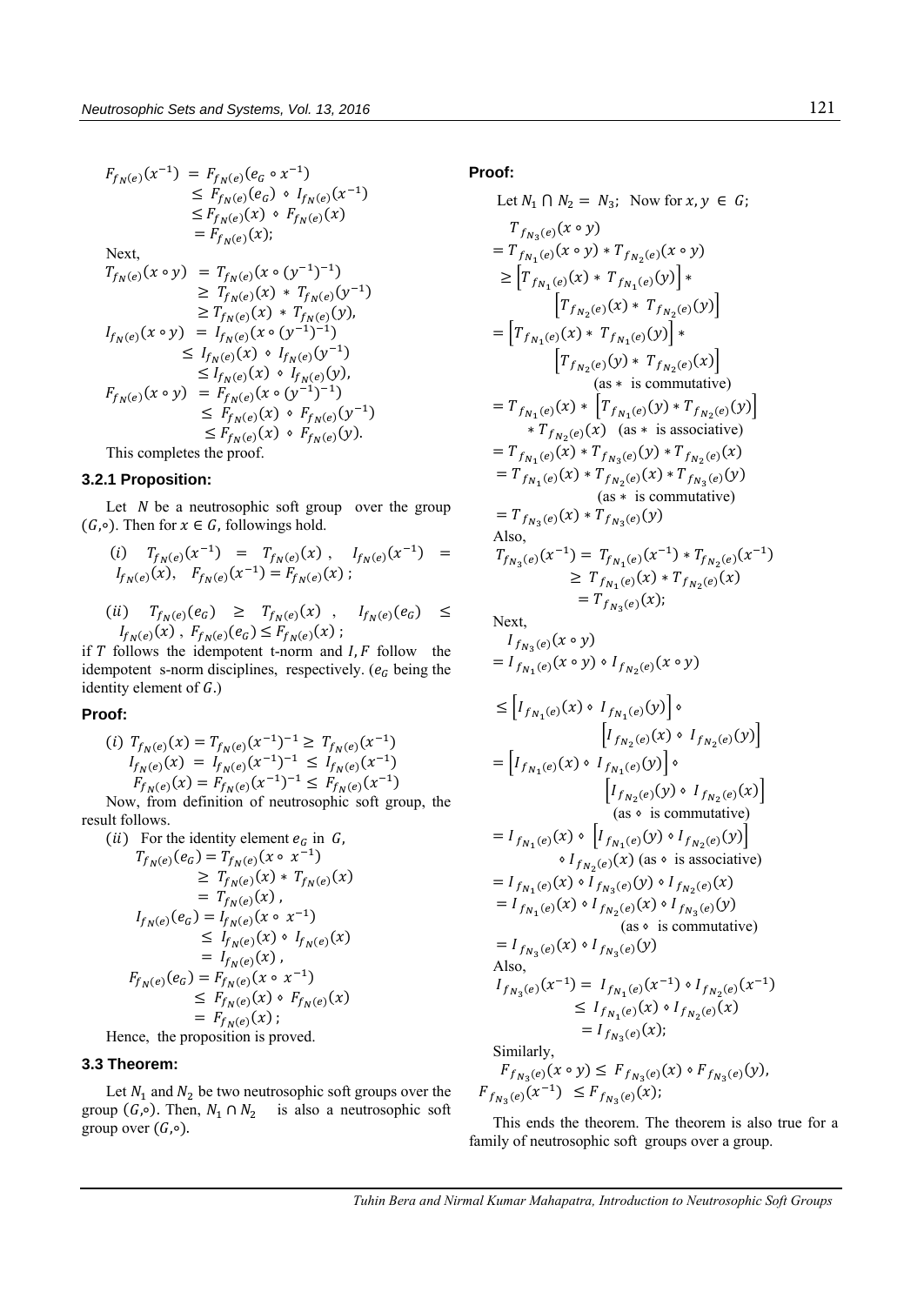$$
\begin{aligned}
F_{f_{N(e)}}(x^{-1}) &= F_{f_{N(e)}}(e_G \circ x^{-1}) \\
&\leq F_{f_{N(e)}}(e_G) \diamond I_{f_{N(e)}}(x^{-1}) \\
&\leq F_{f_{N(e)}}(x) \diamond F_{f_{N(e)}}(x) \\
&= F_{f_{N(e)}}(x);
\end{aligned}
$$

Next,

$$
\begin{aligned}
T_{f_{N(e)}}(x \circ y) &= T_{f_{N(e)}}(x \circ (y^{-1})^{-1}) \\
&\geq T_{f_{N(e)}}(x) * T_{f_{N(e)}}(y^{-1}) \\
&\geq T_{f_{N(e)}}(x) * T_{f_{N(e)}}(y), \\
I_{f_{N(e)}}(x \circ y) &= I_{f_{N(e)}}(x \circ (y^{-1})^{-1}) \\
&\leq I_{f_{N(e)}}(x) \diamond I_{f_{N(e)}}(y^{-1}) \\
&\leq I_{f_{N(e)}}(x) \diamond I_{f_{N(e)}}(y), \\
F_{f_{N(e)}}(x \circ y) &= F_{f_{N(e)}}(x \circ (y^{-1})^{-1}) \\
&\leq F_{f_{N(e)}}(x) \diamond F_{f_{N(e)}}(y^{-1}) \\
&\leq F_{f_{N(e)}}(x) \diamond F_{f_{N(e)}}(y).
\end{aligned}
$$

This completes the proof.

### 3.2.1 Proposition:

Let $N$ be a neutrosophic soft group over the group $(G,\circ)$. Then for $x \in G$, followings hold.

(*i*) $T_{f_{N(e)}}(x^{-1}) = T_{f_{N(e)}}(x)$, $I_{f_{N(e)}}(x^{-1}) = I_{f_{N(e)}}(x)$, $F_{f_{N(e)}}(x^{-1}) = F_{f_{N(e)}}(x)$ ;

(*ii*) $T_{f_{N(e)}}(e_G) \geq T_{f_{N(e)}}(x)$ , $I_{f_{N(e)}}(e_G) \leq I_{f_{N(e)}}(x)$ , $F_{f_{N(e)}}(e_G) \leq F_{f_{N(e)}}(x)$ ;

if $T$ follows the idempotent t-norm and $I, F$ follow the idempotent s-norm disciplines, respectively. ($e_G$ being the identity element of $G$.)

### Proof:

$$
\begin{aligned}
(i)\ T_{f_{N(e)}}(x) &= T_{f_{N(e)}}(x^{-1})^{-1} \geq T_{f_{N(e)}}(x^{-1}) \\
I_{f_{N(e)}}(x) &= I_{f_{N(e)}}(x^{-1})^{-1} \leq I_{f_{N(e)}}(x^{-1}) \\
F_{f_{N(e)}}(x) &= F_{f_{N(e)}}(x^{-1})^{-1} \leq F_{f_{N(e)}}(x^{-1})
\end{aligned}
$$

Now, from definition of neutrosophic soft group, the result follows.

(*ii*) For the identity element $e_G$ in $G$,

$$
\begin{aligned}
T_{f_{N(e)}}(e_G) &= T_{f_{N(e)}}(x \circ x^{-1}) \\
&\geq T_{f_{N(e)}}(x) * T_{f_{N(e)}}(x) \\
&= T_{f_{N(e)}}(x), \\
I_{f_{N(e)}}(e_G) &= I_{f_{N(e)}}(x \circ x^{-1}) \\
&\leq I_{f_{N(e)}}(x) \diamond I_{f_{N(e)}}(x) \\
&= I_{f_{N(e)}}(x), \\
F_{f_{N(e)}}(e_G) &= F_{f_{N(e)}}(x \circ x^{-1}) \\
&\leq F_{f_{N(e)}}(x) \diamond F_{f_{N(e)}}(x) \\
&= F_{f_{N(e)}}(x);
\end{aligned}
$$

Hence, the proposition is proved.

### 3.3 Theorem:

Let $N_1$ and $N_2$ be two neutrosophic soft groups over the group $(G,\circ)$. Then, $N_1 \cap N_2$ is also a neutrosophic soft group over $(G,\circ)$.

### Proof:

Let $N_1 \cap N_2 = N_3$; Now for $x, y \in G$;

$$
\begin{aligned}
& T_{f_{N_3(e)}}(x \circ y) \\
&= T_{f_{N_1(e)}}(x \circ y) * T_{f_{N_2(e)}}(x \circ y) \\
&\geq \left[T_{f_{N_1(e)}}(x) * T_{f_{N_1(e)}}(y)\right] * \left[T_{f_{N_2(e)}}(x) * T_{f_{N_2(e)}}(y)\right] \\
&= \left[T_{f_{N_1(e)}}(x) * T_{f_{N_1(e)}}(y)\right] * \left[T_{f_{N_2(e)}}(y) * T_{f_{N_2(e)}}(x)\right] \\
&\qquad \text{(as $*$ is commutative)} \\
&= T_{f_{N_1(e)}}(x) * \left[T_{f_{N_1(e)}}(y) * T_{f_{N_2(e)}}(y)\right] * T_{f_{N_2(e)}}(x) \quad \text{(as $*$ is associative)} \\
&= T_{f_{N_1(e)}}(x) * T_{f_{N_3(e)}}(y) * T_{f_{N_2(e)}}(x) \\
&= T_{f_{N_1(e)}}(x) * T_{f_{N_2(e)}}(x) * T_{f_{N_3(e)}}(y) \\
&\qquad \text{(as $*$ is commutative)} \\
&= T_{f_{N_3(e)}}(x) * T_{f_{N_3(e)}}(y)
\end{aligned}
$$

Also,

$$
\begin{aligned}
T_{f_{N_3(e)}}(x^{-1}) &= T_{f_{N_1(e)}}(x^{-1}) * T_{f_{N_2(e)}}(x^{-1}) \\
&\geq T_{f_{N_1(e)}}(x) * T_{f_{N_2(e)}}(x) \\
&= T_{f_{N_3(e)}}(x);
\end{aligned}
$$

Next,

$$
\begin{aligned}
& I_{f_{N_3(e)}}(x \circ y) \\
&= I_{f_{N_1(e)}}(x \circ y) \diamond I_{f_{N_2(e)}}(x \circ y) \\
&\leq \left[I_{f_{N_1(e)}}(x) \diamond I_{f_{N_1(e)}}(y)\right] \diamond \left[I_{f_{N_2(e)}}(x) \diamond I_{f_{N_2(e)}}(y)\right] \\
&= \left[I_{f_{N_1(e)}}(x) \diamond I_{f_{N_1(e)}}(y)\right] \diamond \left[I_{f_{N_2(e)}}(y) \diamond I_{f_{N_2(e)}}(x)\right] \\
&\qquad \text{(as $\diamond$ is commutative)} \\
&= I_{f_{N_1(e)}}(x) \diamond \left[I_{f_{N_1(e)}}(y) \diamond I_{f_{N_2(e)}}(y)\right] \diamond I_{f_{N_2(e)}}(x) \quad \text{(as $\diamond$ is associative)} \\
&= I_{f_{N_1(e)}}(x) \diamond I_{f_{N_3(e)}}(y) \diamond I_{f_{N_2(e)}}(x) \\
&= I_{f_{N_1(e)}}(x) \diamond I_{f_{N_2(e)}}(x) \diamond I_{f_{N_3(e)}}(y) \\
&\qquad \text{(as $\diamond$ is commutative)} \\
&= I_{f_{N_3(e)}}(x) \diamond I_{f_{N_3(e)}}(y)
\end{aligned}
$$

Also,

$$
\begin{aligned}
I_{f_{N_3(e)}}(x^{-1}) &= I_{f_{N_1(e)}}(x^{-1}) \diamond I_{f_{N_2(e)}}(x^{-1}) \\
&\leq I_{f_{N_1(e)}}(x) \diamond I_{f_{N_2(e)}}(x) \\
&= I_{f_{N_3(e)}}(x);
\end{aligned}
$$

Similarly,

$$
F_{f_{N_3(e)}}(x \circ y) \leq F_{f_{N_3(e)}}(x) \diamond F_{f_{N_3(e)}}(y),
$$
$$
F_{f_{N_3(e)}}(x^{-1}) \leq F_{f_{N_3(e)}}(x);
$$

This ends the theorem. The theorem is also true for a family of neutrosophic soft groups over a group.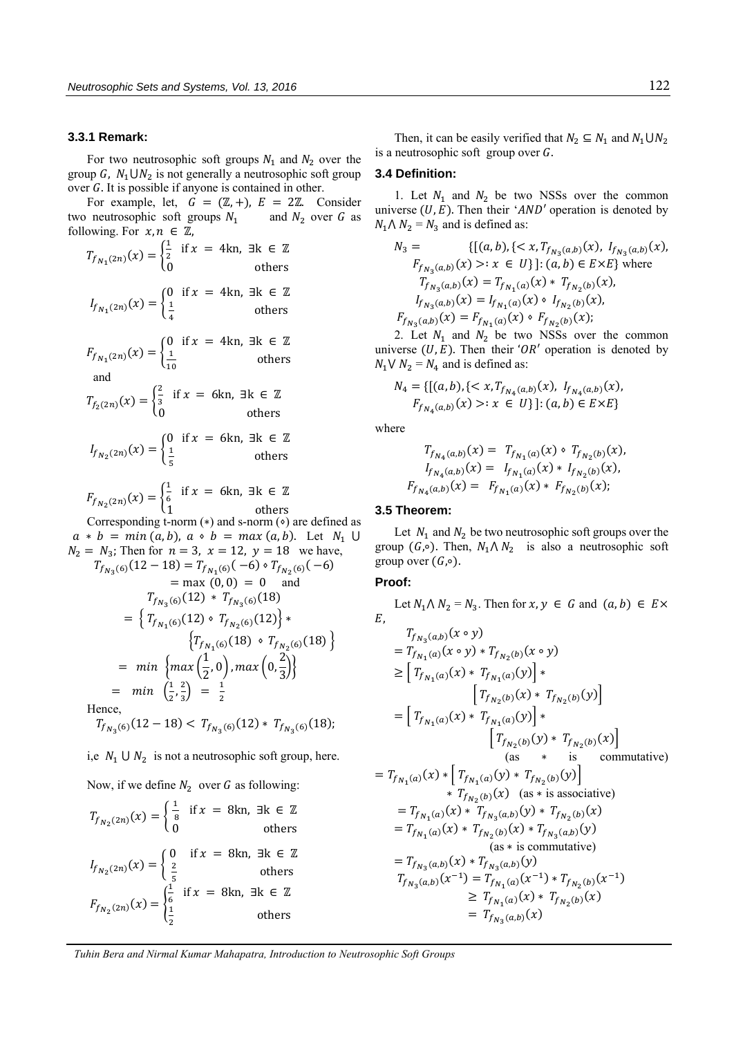### 3.3.1 Remark:

For two neutrosophic soft groups $N_1$ and $N_2$ over the group $G$, $N_1 \cup N_2$ is not generally a neutrosophic soft group over $G$. It is possible if anyone is contained in other.

For example, let, $G = (\mathbb{Z}, +)$, $E = 2\mathbb{Z}$. Consider two neutrosophic soft groups $N_1$ and $N_2$ over $G$ as following. For $x, n \in \mathbb{Z}$,

$$T_{f_{N_1}(2n)}(x) = \begin{cases} \frac{1}{2} & \text{if } x = 4\text{kn}, \ \exists \text{k} \in \mathbb{Z} \\ 0 & \text{others} \end{cases}$$

$$I_{f_{N_1}(2n)}(x) = \begin{cases} 0 & \text{if } x = 4\text{kn}, \ \exists \text{k} \in \mathbb{Z} \\ \frac{1}{4} & \text{others} \end{cases}$$

$$F_{f_{N_1}(2n)}(x) = \begin{cases} 0 & \text{if } x = 4\text{kn}, \ \exists \text{k} \in \mathbb{Z} \\ \frac{1}{10} & \text{others} \end{cases}$$

and

$$T_{f_2(2n)}(x) = \begin{cases} \frac{2}{3} & \text{if } x = 6\text{kn}, \ \exists \text{k} \in \mathbb{Z} \\ 0 & \text{others} \end{cases}$$

$$I_{f_{N_2}(2n)}(x) = \begin{cases} 0 & \text{if } x = 6\text{kn}, \ \exists \text{k} \in \mathbb{Z} \\ \frac{1}{5} & \text{others} \end{cases}$$

$$F_{f_{N_2}(2n)}(x) = \begin{cases} \frac{1}{6} & \text{if } x = 6\text{kn}, \ \exists \text{k} \in \mathbb{Z} \\ 1 & \text{others} \end{cases}$$

Corresponding t-norm $(*)$ and s-norm $(\diamond)$ are defined as $a * b = min\,(a, b)$, $a \diamond b = max\,(a, b)$. Let $N_1 \cup N_2 = N_3$; Then for $n = 3$, $x = 12$, $y = 18$ we have,

$$T_{f_{N_3}(6)}(12 - 18) = T_{f_{N_1}(6)}(-6) \diamond T_{f_{N_2}(6)}(-6) = \max\,(0, 0) = 0 \quad \text{and}$$

$$T_{f_{N_3}(6)}(12) * T_{f_{N_3}(6)}(18)$$
$$= \left\{ T_{f_{N_1}(6)}(12) \diamond T_{f_{N_2}(6)}(12) \right\} * \left\{ T_{f_{N_1}(6)}(18) \diamond T_{f_{N_2}(6)}(18) \right\}$$
$$= min \left\{ max\left(\frac{1}{2}, 0\right), max\left(0, \frac{2}{3}\right) \right\}$$
$$= min \left(\frac{1}{2}, \frac{2}{3}\right) = \frac{1}{2}$$

Hence,

$$T_{f_{N_3}(6)}(12 - 18) < T_{f_{N_3}(6)}(12) * T_{f_{N_3}(6)}(18);$$

i,e $N_1 \cup N_2$ is not a neutrosophic soft group, here.

Now, if we define $N_2$ over $G$ as following:

$$T_{f_{N_2}(2n)}(x) = \begin{cases} \frac{1}{8} & \text{if } x = 8\text{kn}, \ \exists \text{k} \in \mathbb{Z} \\ 0 & \text{others} \end{cases}$$

$$I_{f_{N_2}(2n)}(x) = \begin{cases} 0 & \text{if } x = 8\text{kn}, \ \exists \text{k} \in \mathbb{Z} \\ \frac{2}{5} & \text{others} \end{cases}$$

$$F_{f_{N_2}(2n)}(x) = \begin{cases} \frac{1}{6} & \text{if } x = 8\text{kn}, \ \exists \text{k} \in \mathbb{Z} \\ \frac{1}{2} & \text{others} \end{cases}$$

Then, it can be easily verified that $N_2 \subseteq N_1$ and $N_1 \cup N_2$ is a neutrosophic soft group over $G$.

### 3.4 Definition:

1. Let $N_1$ and $N_2$ be two NSSs over the common universe $(U, E)$. Then their '$AND$' operation is denoted by $N_1 \wedge N_2 = N_3$ and is defined as:

$$N_3 = \{[(a, b), \{< x, T_{f_{N_3}(a,b)}(x),\ I_{f_{N_3}(a,b)}(x),\ F_{f_{N_3}(a,b)}(x) >: x \in U\}]: (a, b) \in E \times E\} \text{ where}$$
$$T_{f_{N_3}(a,b)}(x) = T_{f_{N_1}(a)}(x) * T_{f_{N_2}(b)}(x),$$
$$I_{f_{N_3}(a,b)}(x) = I_{f_{N_1}(a)}(x) \diamond I_{f_{N_2}(b)}(x),$$
$$F_{f_{N_3}(a,b)}(x) = F_{f_{N_1}(a)}(x) \diamond F_{f_{N_2}(b)}(x);$$

2. Let $N_1$ and $N_2$ be two NSSs over the common universe $(U, E)$. Then their '$OR$' operation is denoted by $N_1 \vee N_2 = N_4$ and is defined as:

$$N_4 = \{[(a, b), \{< x, T_{f_{N_4}(a,b)}(x),\ I_{f_{N_4}(a,b)}(x),\ F_{f_{N_4}(a,b)}(x) >: x \in U\}]: (a, b) \in E \times E\}$$

where

$$T_{f_{N_4}(a,b)}(x) = T_{f_{N_1}(a)}(x) \diamond T_{f_{N_2}(b)}(x),$$
$$I_{f_{N_4}(a,b)}(x) = I_{f_{N_1}(a)}(x) * I_{f_{N_2}(b)}(x),$$
$$F_{f_{N_4}(a,b)}(x) = F_{f_{N_1}(a)}(x) * F_{f_{N_2}(b)}(x);$$

### 3.5 Theorem:

Let $N_1$ and $N_2$ be two neutrosophic soft groups over the group $(G, \circ)$. Then, $N_1 \wedge N_2$ is also a neutrosophic soft group over $(G, \circ)$.

### Proof:

Let $N_1 \wedge N_2 = N_3$. Then for $x, y \in G$ and $(a, b) \in E \times E$,

$$T_{f_{N_3}(a,b)}(x \circ y)$$
$$= T_{f_{N_1}(a)}(x \circ y) * T_{f_{N_2}(b)}(x \circ y)$$
$$\geq \left[ T_{f_{N_1}(a)}(x) * T_{f_{N_1}(a)}(y) \right] * \left[ T_{f_{N_2}(b)}(x) * T_{f_{N_2}(b)}(y) \right]$$
$$= \left[ T_{f_{N_1}(a)}(x) * T_{f_{N_1}(a)}(y) \right] * \left[ T_{f_{N_2}(b)}(y) * T_{f_{N_2}(b)}(x) \right] \quad (\text{as } * \text{ is commutative})$$
$$= T_{f_{N_1}(a)}(x) * \left[ T_{f_{N_1}(a)}(y) * T_{f_{N_2}(b)}(y) \right] * T_{f_{N_2}(b)}(x) \quad (\text{as } * \text{ is associative})$$
$$= T_{f_{N_1}(a)}(x) * T_{f_{N_3}(a,b)}(y) * T_{f_{N_2}(b)}(x)$$
$$= T_{f_{N_1}(a)}(x) * T_{f_{N_2}(b)}(x) * T_{f_{N_3}(a,b)}(y) \quad (\text{as } * \text{ is commutative})$$
$$= T_{f_{N_3}(a,b)}(x) * T_{f_{N_3}(a,b)}(y)$$

$$T_{f_{N_3}(a,b)}(x^{-1}) = T_{f_{N_1}(a)}(x^{-1}) * T_{f_{N_2}(b)}(x^{-1})$$
$$\geq T_{f_{N_1}(a)}(x) * T_{f_{N_2}(b)}(x)$$
$$= T_{f_{N_3}(a,b)}(x)$$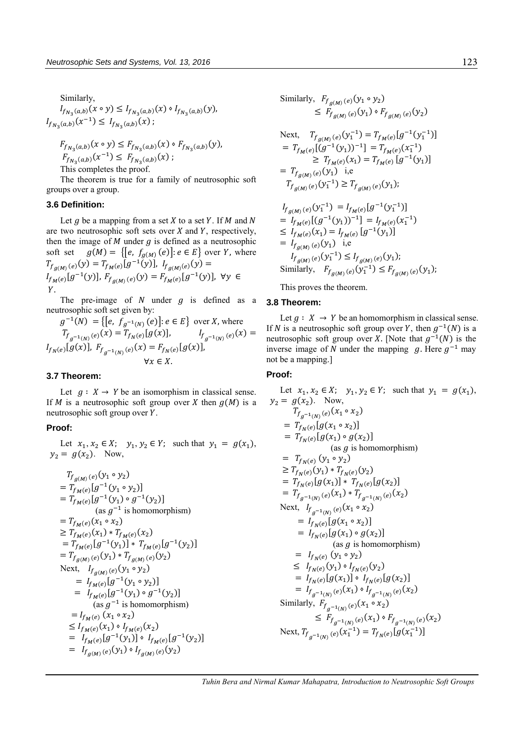Similarly,

$I_{f_{N_3}(a,b)}(x \circ y) \leq I_{f_{N_3}(a,b)}(x) \diamond I_{f_{N_3}(a,b)}(y)$,
$I_{f_{N_3}(a,b)}(x^{-1}) \leq I_{f_{N_3}(a,b)}(x)$ ;

$F_{f_{N_3}(a,b)}(x \circ y) \leq F_{f_{N_3}(a,b)}(x) \diamond F_{f_{N_3}(a,b)}(y)$,
$F_{f_{N_3}(a,b)}(x^{-1}) \leq F_{f_{N_3}(a,b)}(x)$ ;

This completes the proof.

The theorem is true for a family of neutrosophic soft groups over a group.

### 3.6 Definition:

Let $g$ be a mapping from a set $X$ to a set $Y$. If $M$ and $N$ are two neutrosophic soft sets over $X$ and $Y$, respectively, then the image of $M$ under $g$ is defined as a neutrosophic soft set $g(M) = \{[e,\ f_{g(M)}(e)]: e \in E\}$ over $Y$, where $T_{f_{g(M)}(e)}(y) = T_{f_M(e)}[g^{-1}(y)]$, $I_{f_{g(M)}(e)}(y) = I_{f_M(e)}[g^{-1}(y)]$, $F_{f_{g(M)}(e)}(y) = F_{f_M(e)}[g^{-1}(y)]$, $\forall y \in Y$.

The pre-image of $N$ under $g$ is defined as a neutrosophic soft set given by:

$g^{-1}(N) = \{[e,\ f_{g^{-1}(N)}(e)]: e \in E\}$ over $X$, where $T_{f_{g^{-1}(N)}(e)}(x) = T_{f_N(e)}[g(x)]$, $I_{f_{g^{-1}(N)}(e)}(x) = I_{f_N(e)}[g(x)]$, $F_{f_{g^{-1}(N)}(e)}(x) = F_{f_N(e)}[g(x)]$, $\forall x \in X$.

### 3.7 Theorem:

Let $g: X \to Y$ be an isomorphism in classical sense. If $M$ is a neutrosophic soft group over $X$ then $g(M)$ is a neutrosophic soft group over $Y$.

### Proof:

Let $x_1, x_2 \in X$; $y_1, y_2 \in Y$; such that $y_1 = g(x_1)$, $y_2 = g(x_2)$. Now,

$$
\begin{aligned}
& T_{f_{g(M)}(e)}(y_1 \circ y_2) \\
&= T_{f_M(e)}[g^{-1}(y_1 \circ y_2)] \\
&= T_{f_M(e)}[g^{-1}(y_1) \circ g^{-1}(y_2)] \quad \text{(as } g^{-1} \text{ is homomorphism)} \\
&= T_{f_M(e)}(x_1 \circ x_2) \\
&\geq T_{f_M(e)}(x_1) * T_{f_M(e)}(x_2) \\
&= T_{f_M(e)}[g^{-1}(y_1)] * T_{f_M(e)}[g^{-1}(y_2)] \\
&= T_{f_{g(M)}(e)}(y_1) * T_{f_{g(M)}(e)}(y_2)
\end{aligned}
$$

Next,

$$
\begin{aligned}
& I_{f_{g(M)}(e)}(y_1 \circ y_2) \\
&= I_{f_M(e)}[g^{-1}(y_1 \circ y_2)] \\
&= I_{f_M(e)}[g^{-1}(y_1) \circ g^{-1}(y_2)] \quad \text{(as } g^{-1} \text{ is homomorphism)} \\
&= I_{f_M(e)}(x_1 \circ x_2) \\
&\leq I_{f_M(e)}(x_1) \diamond I_{f_M(e)}(x_2) \\
&= I_{f_M(e)}[g^{-1}(y_1)] \diamond I_{f_M(e)}[g^{-1}(y_2)] \\
&= I_{f_{g(M)}(e)}(y_1) \diamond I_{f_{g(M)}(e)}(y_2)
\end{aligned}
$$

Similarly, $F_{f_{g(M)}(e)}(y_1 \circ y_2) \leq F_{f_{g(M)}(e)}(y_1) \diamond F_{f_{g(M)}(e)}(y_2)$

Next,

$$
\begin{aligned}
T_{f_{g(M)}(e)}(y_1^{-1}) &= T_{f_M(e)}[g^{-1}(y_1^{-1})] \\
&= T_{f_M(e)}[(g^{-1}(y_1))^{-1}] = T_{f_M(e)}(x_1^{-1}) \\
&\geq T_{f_M(e)}(x_1) = T_{f_M(e)}[g^{-1}(y_1)] \\
&= T_{f_{g(M)}(e)}(y_1)
\end{aligned}
$$

i.e $T_{f_{g(M)}(e)}(y_1^{-1}) \geq T_{f_{g(M)}(e)}(y_1)$;

$$
\begin{aligned}
I_{f_{g(M)}(e)}(y_1^{-1}) &= I_{f_M(e)}[g^{-1}(y_1^{-1})] \\
&= I_{f_M(e)}[(g^{-1}(y_1))^{-1}] = I_{f_M(e)}(x_1^{-1}) \\
&\leq I_{f_M(e)}(x_1) = I_{f_M(e)}[g^{-1}(y_1)] \\
&= I_{f_{g(M)}(e)}(y_1)
\end{aligned}
$$

i.e $I_{f_{g(M)}(e)}(y_1^{-1}) \leq I_{f_{g(M)}(e)}(y_1)$;

Similarly, $F_{f_{g(M)}(e)}(y_1^{-1}) \leq F_{f_{g(M)}(e)}(y_1)$;

This proves the theorem.

### 3.8 Theorem:

Let $g: X \to Y$ be an homomorphism in classical sense. If $N$ is a neutrosophic soft group over $Y$, then $g^{-1}(N)$ is a neutrosophic soft group over $X$. [Note that $g^{-1}(N)$ is the inverse image of $N$ under the mapping $g$. Here $g^{-1}$ may not be a mapping.]

### Proof:

Let $x_1, x_2 \in X$; $y_1, y_2 \in Y$; such that $y_1 = g(x_1)$, $y_2 = g(x_2)$. Now,

$$
\begin{aligned}
& T_{f_{g^{-1}(N)}(e)}(x_1 \circ x_2) \\
&= T_{f_N(e)}[g(x_1 \circ x_2)] \\
&= T_{f_N(e)}[g(x_1) \circ g(x_2)] \quad \text{(as } g \text{ is homomorphism)} \\
&= T_{f_N(e)}(y_1 \circ y_2) \\
&\geq T_{f_N(e)}(y_1) * T_{f_N(e)}(y_2) \\
&= T_{f_N(e)}[g(x_1)] * T_{f_N(e)}[g(x_2)] \\
&= T_{f_{g^{-1}(N)}(e)}(x_1) * T_{f_{g^{-1}(N)}(e)}(x_2)
\end{aligned}
$$

Next,

$$
\begin{aligned}
& I_{f_{g^{-1}(N)}(e)}(x_1 \circ x_2) \\
&= I_{f_N(e)}[g(x_1 \circ x_2)] \\
&= I_{f_N(e)}[g(x_1) \circ g(x_2)] \quad \text{(as } g \text{ is homomorphism)} \\
&= I_{f_N(e)}(y_1 \circ y_2) \\
&\leq I_{f_N(e)}(y_1) \diamond I_{f_N(e)}(y_2) \\
&= I_{f_N(e)}[g(x_1)] \diamond I_{f_N(e)}[g(x_2)] \\
&= I_{f_{g^{-1}(N)}(e)}(x_1) \diamond I_{f_{g^{-1}(N)}(e)}(x_2)
\end{aligned}
$$

Similarly, $F_{f_{g^{-1}(N)}(e)}(x_1 \circ x_2) \leq F_{f_{g^{-1}(N)}(e)}(x_1) \diamond F_{f_{g^{-1}(N)}(e)}(x_2)$

Next, $T_{f_{g^{-1}(N)}(e)}(x_1^{-1}) = T_{f_N(e)}[g(x_1^{-1})]$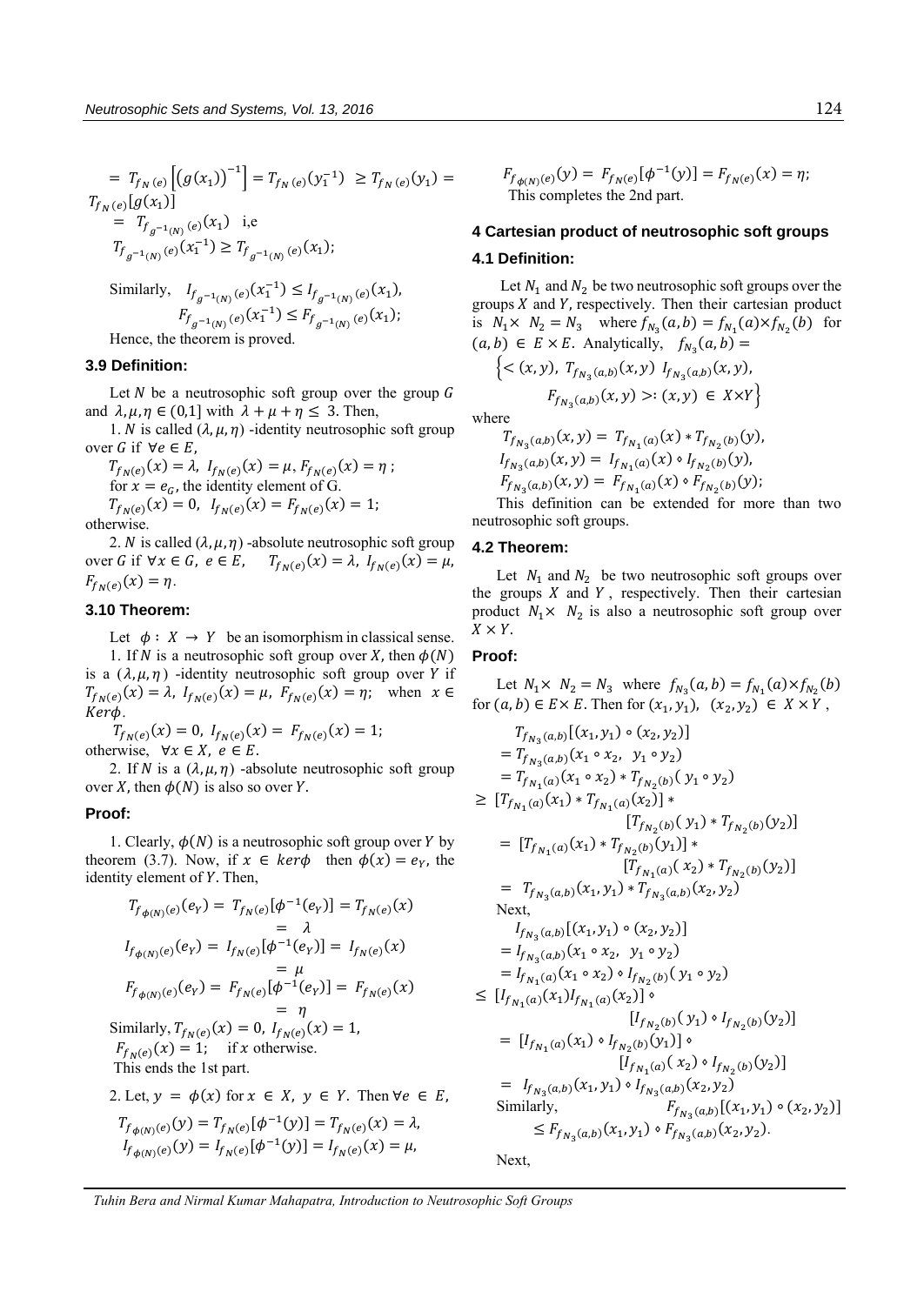$$= T_{f_N(e)}\left[(g(x_1))^{-1}\right] = T_{f_N(e)}(y_1^{-1}) \geq T_{f_N(e)}(y_1) = T_{f_N(e)}[g(x_1)]$$

$$= T_{f_{g^{-1}(N)}(e)}(x_1) \quad \text{i.e}$$

$$T_{f_{g^{-1}(N)}(e)}(x_1^{-1}) \geq T_{f_{g^{-1}(N)}(e)}(x_1);$$

Similarly, $I_{f_{g^{-1}(N)}(e)}(x_1^{-1}) \leq I_{f_{g^{-1}(N)}(e)}(x_1)$,

$$F_{f_{g^{-1}(N)}(e)}(x_1^{-1}) \leq F_{f_{g^{-1}(N)}(e)}(x_1);$$

Hence, the theorem is proved.

### 3.9 Definition:

Let $N$ be a neutrosophic soft group over the group $G$ and $\lambda, \mu, \eta \in (0,1]$ with $\lambda + \mu + \eta \leq 3$. Then,

1. $N$ is called $(\lambda, \mu, \eta)$ -identity neutrosophic soft group over $G$ if $\forall e \in E$,

$T_{f_N(e)}(x) = \lambda,\ I_{f_N(e)}(x) = \mu,\ F_{f_N(e)}(x) = \eta$ ;
for $x = e_G$, the identity element of G.
$T_{f_N(e)}(x) = 0,\ I_{f_N(e)}(x) = F_{f_N(e)}(x) = 1$;
otherwise.

2. $N$ is called $(\lambda, \mu, \eta)$ -absolute neutrosophic soft group over $G$ if $\forall x \in G,\ e \in E,\quad T_{f_N(e)}(x) = \lambda,\ I_{f_N(e)}(x) = \mu,\ F_{f_N(e)}(x) = \eta$.

### 3.10 Theorem:

Let $\phi : X \to Y$ be an isomorphism in classical sense.

1. If $N$ is a neutrosophic soft group over $X$, then $\phi(N)$ is a $(\lambda, \mu, \eta)$ -identity neutrosophic soft group over $Y$ if $T_{f_N(e)}(x) = \lambda,\ I_{f_N(e)}(x) = \mu,\ F_{f_N(e)}(x) = \eta;\quad$ when $x \in Ker\phi$.

$T_{f_N(e)}(x) = 0,\ I_{f_N(e)}(x) = F_{f_N(e)}(x) = 1;$
otherwise, $\forall x \in X,\ e \in E$.

2. If $N$ is a $(\lambda, \mu, \eta)$ -absolute neutrosophic soft group over $X$, then $\phi(N)$ is also so over $Y$.

#### Proof:

1. Clearly, $\phi(N)$ is a neutrosophic soft group over $Y$ by theorem (3.7). Now, if $x \in ker\phi$ then $\phi(x) = e_Y$, the identity element of $Y$. Then,

$$T_{f_{\phi(N)}(e)}(e_Y) = T_{f_N(e)}[\phi^{-1}(e_Y)] = T_{f_N(e)}(x) = \lambda$$

$$I_{f_{\phi(N)}(e)}(e_Y) = I_{f_N(e)}[\phi^{-1}(e_Y)] = I_{f_N(e)}(x) = \mu$$

$$F_{f_{\phi(N)}(e)}(e_Y) = F_{f_N(e)}[\phi^{-1}(e_Y)] = F_{f_N(e)}(x) = \eta$$

Similarly, $T_{f_N(e)}(x) = 0,\ I_{f_N(e)}(x) = 1,$
$F_{f_N(e)}(x) = 1;\quad$ if $x$ otherwise.
This ends the 1st part.

2. Let, $y = \phi(x)$ for $x \in X,\ y \in Y$. Then $\forall e \in E$,

$$T_{f_{\phi(N)}(e)}(y) = T_{f_N(e)}[\phi^{-1}(y)] = T_{f_N(e)}(x) = \lambda,$$

$$I_{f_{\phi(N)}(e)}(y) = I_{f_N(e)}[\phi^{-1}(y)] = I_{f_N(e)}(x) = \mu,$$

$$F_{f_{\phi(N)}(e)}(y) = F_{f_N(e)}[\phi^{-1}(y)] = F_{f_N(e)}(x) = \eta;$$

This completes the 2nd part.

## 4 Cartesian product of neutrosophic soft groups

### 4.1 Definition:

Let $N_1$ and $N_2$ be two neutrosophic soft groups over the groups $X$ and $Y$, respectively. Then their cartesian product is $N_1 \times N_2 = N_3$ where $f_{N_3}(a,b) = f_{N_1}(a) \times f_{N_2}(b)$ for $(a,b) \in E \times E$. Analytically, $f_{N_3}(a,b) =$

$$\left\{ < (x,y),\ T_{f_{N_3}(a,b)}(x,y)\ I_{f_{N_3}(a,b)}(x,y),\ F_{f_{N_3}(a,b)}(x,y) >: (x,y) \in X \times Y \right\}$$

where

$$T_{f_{N_3}(a,b)}(x,y) = T_{f_{N_1}(a)}(x) * T_{f_{N_2}(b)}(y),$$

$$I_{f_{N_3}(a,b)}(x,y) = I_{f_{N_1}(a)}(x) \diamond I_{f_{N_2}(b)}(y),$$

$$F_{f_{N_3}(a,b)}(x,y) = F_{f_{N_1}(a)}(x) \diamond F_{f_{N_2}(b)}(y);$$

This definition can be extended for more than two neutrosophic soft groups.

### 4.2 Theorem:

Let $N_1$ and $N_2$ be two neutrosophic soft groups over the groups $X$ and $Y$, respectively. Then their cartesian product $N_1 \times N_2$ is also a neutrosophic soft group over $X \times Y$.

#### Proof:

Let $N_1 \times N_2 = N_3$ where $f_{N_3}(a,b) = f_{N_1}(a) \times f_{N_2}(b)$ for $(a,b) \in E \times E$. Then for $(x_1, y_1),\ (x_2, y_2) \in X \times Y$,

$$T_{f_{N_3}(a,b)}[(x_1,y_1) \circ (x_2,y_2)]$$
$$= T_{f_{N_3}(a,b)}(x_1 \circ x_2,\ y_1 \circ y_2)$$
$$= T_{f_{N_1}(a)}(x_1 \circ x_2) * T_{f_{N_2}(b)}(y_1 \circ y_2)$$
$$\geq [T_{f_{N_1}(a)}(x_1) * T_{f_{N_1}(a)}(x_2)] * [T_{f_{N_2}(b)}(y_1) * T_{f_{N_2}(b)}(y_2)]$$
$$= [T_{f_{N_1}(a)}(x_1) * T_{f_{N_2}(b)}(y_1)] * [T_{f_{N_1}(a)}(x_2) * T_{f_{N_2}(b)}(y_2)]$$
$$= T_{f_{N_3}(a,b)}(x_1,y_1) * T_{f_{N_3}(a,b)}(x_2,y_2)$$

Next,

$$I_{f_{N_3}(a,b)}[(x_1,y_1) \circ (x_2,y_2)]$$
$$= I_{f_{N_3}(a,b)}(x_1 \circ x_2,\ y_1 \circ y_2)$$
$$= I_{f_{N_1}(a)}(x_1 \circ x_2) \diamond I_{f_{N_2}(b)}(y_1 \circ y_2)$$
$$\leq [I_{f_{N_1}(a)}(x_1) I_{f_{N_1}(a)}(x_2)] \diamond [I_{f_{N_2}(b)}(y_1) \diamond I_{f_{N_2}(b)}(y_2)]$$
$$= [I_{f_{N_1}(a)}(x_1) \diamond I_{f_{N_2}(b)}(y_1)] \diamond [I_{f_{N_1}(a)}(x_2) \diamond I_{f_{N_2}(b)}(y_2)]$$
$$= I_{f_{N_3}(a,b)}(x_1,y_1) \diamond I_{f_{N_3}(a,b)}(x_2,y_2)$$

Similarly, $F_{f_{N_3}(a,b)}[(x_1,y_1) \circ (x_2,y_2)]$

$$\leq F_{f_{N_3}(a,b)}(x_1,y_1) \diamond F_{f_{N_3}(a,b)}(x_2,y_2).$$

Next,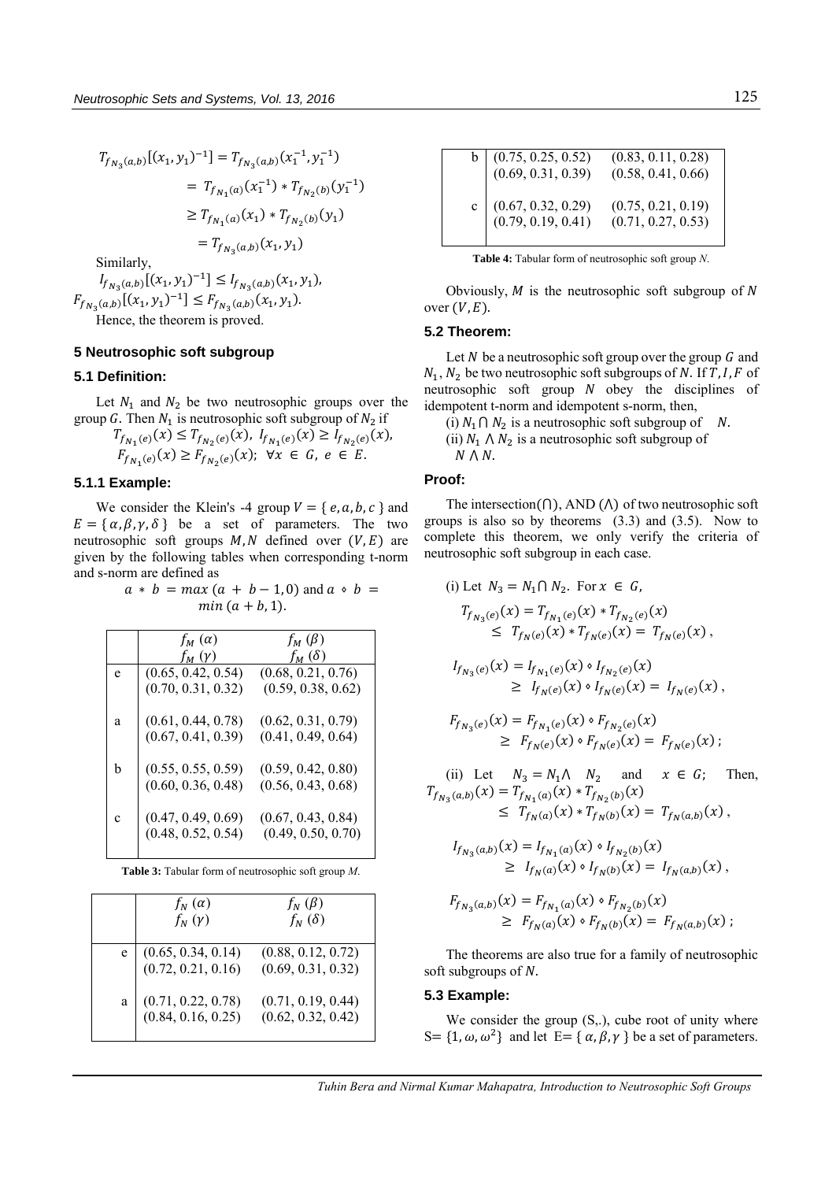$$T_{f_{N_3}(a,b)}[(x_1,y_1)^{-1}] = T_{f_{N_3}(a,b)}(x_1^{-1},y_1^{-1})$$
$$= T_{f_{N_1}(a)}(x_1^{-1}) * T_{f_{N_2}(b)}(y_1^{-1})$$
$$\geq T_{f_{N_1}(a)}(x_1) * T_{f_{N_2}(b)}(y_1)$$
$$= T_{f_{N_3}(a,b)}(x_1,y_1)$$

Similarly,

$I_{f_{N_3}(a,b)}[(x_1,y_1)^{-1}] \leq I_{f_{N_3}(a,b)}(x_1,y_1)$,
$F_{f_{N_3}(a,b)}[(x_1,y_1)^{-1}] \leq F_{f_{N_3}(a,b)}(x_1,y_1)$.

Hence, the theorem is proved.

## 5 Neutrosophic soft subgroup

### 5.1 Definition:

Let $N_1$ and $N_2$ be two neutrosophic groups over the group $G$. Then $N_1$ is neutrosophic soft subgroup of $N_2$ if

$$T_{f_{N_1}(e)}(x) \leq T_{f_{N_2}(e)}(x),\ I_{f_{N_1}(e)}(x) \geq I_{f_{N_2}(e)}(x),$$
$$F_{f_{N_1}(e)}(x) \geq F_{f_{N_2}(e)}(x);\ \forall x \in G,\ e \in E.$$

### 5.1.1 Example:

We consider the Klein's -4 group $V = \{e, a, b, c\}$ and $E = \{\alpha, \beta, \gamma, \delta\}$ be a set of parameters. The two neutrosophic soft groups $M, N$ defined over $(V, E)$ are given by the following tables when corresponding t-norm and s-norm are defined as

$$a * b = max\,(a + b - 1, 0) \text{ and } a \diamond b = min\,(a + b, 1).$$

| | $f_M(\alpha)$ / $f_M(\gamma)$ | $f_M(\beta)$ / $f_M(\delta)$ |
|---|---|---|
| e | (0.65, 0.42, 0.54) (0.70, 0.31, 0.32) | (0.68, 0.21, 0.76) (0.59, 0.38, 0.62) |
| a | (0.61, 0.44, 0.78) (0.67, 0.41, 0.39) | (0.62, 0.31, 0.79) (0.41, 0.49, 0.64) |
| b | (0.55, 0.55, 0.59) (0.60, 0.36, 0.48) | (0.59, 0.42, 0.80) (0.56, 0.43, 0.68) |
| c | (0.47, 0.49, 0.69) (0.48, 0.52, 0.54) | (0.67, 0.43, 0.84) (0.49, 0.50, 0.70) |

**Table 3:** Tabular form of neutrosophic soft group *M*.

| | $f_N(\alpha)$ / $f_N(\gamma)$ | $f_N(\beta)$ / $f_N(\delta)$ |
|---|---|---|
| e | (0.65, 0.34, 0.14) (0.72, 0.21, 0.16) | (0.88, 0.12, 0.72) (0.69, 0.31, 0.32) |
| a | (0.71, 0.22, 0.78) (0.84, 0.16, 0.25) | (0.71, 0.19, 0.44) (0.62, 0.32, 0.42) |
| b | (0.75, 0.25, 0.52) (0.69, 0.31, 0.39) | (0.83, 0.11, 0.28) (0.58, 0.41, 0.66) |
| c | (0.67, 0.32, 0.29) (0.79, 0.19, 0.41) | (0.75, 0.21, 0.19) (0.71, 0.27, 0.53) |

**Table 4:** Tabular form of neutrosophic soft group *N*.

Obviously, $M$ is the neutrosophic soft subgroup of $N$ over $(V, E)$.

### 5.2 Theorem:

Let $N$ be a neutrosophic soft group over the group $G$ and $N_1, N_2$ be two neutrosophic soft subgroups of $N$. If $T, I, F$ of neutrosophic soft group $N$ obey the disciplines of idempotent t-norm and idempotent s-norm, then,

(i) $N_1 \cap N_2$ is a neutrosophic soft subgroup of $N$.
(ii) $N_1 \wedge N_2$ is a neutrosophic soft subgroup of $N \wedge N$.

### Proof:

The intersection($\cap$), AND ($\wedge$) of two neutrosophic soft groups is also so by theorems (3.3) and (3.5). Now to complete this theorem, we only verify the criteria of neutrosophic soft subgroup in each case.

(i) Let $N_3 = N_1 \cap N_2$. For $x \in G$,

$$T_{f_{N_3}(e)}(x) = T_{f_{N_1}(e)}(x) * T_{f_{N_2}(e)}(x)$$
$$\leq T_{f_N(e)}(x) * T_{f_N(e)}(x) = T_{f_N(e)}(x),$$

$$I_{f_{N_3}(e)}(x) = I_{f_{N_1}(e)}(x) \diamond I_{f_{N_2}(e)}(x)$$
$$\geq I_{f_N(e)}(x) \diamond I_{f_N(e)}(x) = I_{f_N(e)}(x),$$

$$F_{f_{N_3}(e)}(x) = F_{f_{N_1}(e)}(x) \diamond F_{f_{N_2}(e)}(x)$$
$$\geq F_{f_N(e)}(x) \diamond F_{f_N(e)}(x) = F_{f_N(e)}(x);$$

(ii) Let $N_3 = N_1 \wedge N_2$ and $x \in G$; Then,

$$T_{f_{N_3}(a,b)}(x) = T_{f_{N_1}(a)}(x) * T_{f_{N_2}(b)}(x)$$
$$\leq T_{f_N(a)}(x) * T_{f_N(b)}(x) = T_{f_{N(a,b)}}(x),$$

$$I_{f_{N_3}(a,b)}(x) = I_{f_{N_1}(a)}(x) \diamond I_{f_{N_2}(b)}(x)$$
$$\geq I_{f_N(a)}(x) \diamond I_{f_N(b)}(x) = I_{f_{N(a,b)}}(x),$$

$$F_{f_{N_3}(a,b)}(x) = F_{f_{N_1}(a)}(x) \diamond F_{f_{N_2}(b)}(x)$$
$$\geq F_{f_N(a)}(x) \diamond F_{f_N(b)}(x) = F_{f_{N(a,b)}}(x);$$

The theorems are also true for a family of neutrosophic soft subgroups of $N$.

### 5.3 Example:

We consider the group (S,.), cube root of unity where $S = \{1, \omega, \omega^2\}$ and let $E = \{\alpha, \beta, \gamma\}$ be a set of parameters.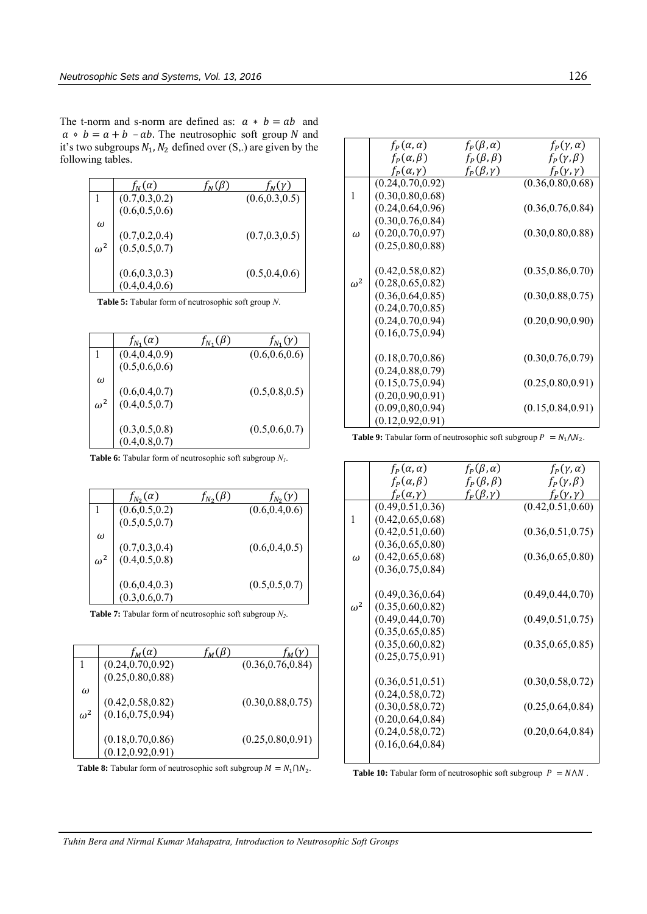The t-norm and s-norm are defined as: $a * b = ab$ and $a \diamond b = a + b - ab$. The neutrosophic soft group $N$ and it's two subgroups $N_1, N_2$ defined over (S,.) are given by the following tables.

| | $f_N(\alpha)$ | $f_N(\beta)$ | $f_N(\gamma)$ |
|---|---|---|---|
| 1 | (0.7,0.3,0.2) | (0.6,0.5,0.6) | (0.6,0.3,0.5) |
| $\omega$ | (0.7,0.2,0.4) | (0.5,0.5,0.7) | (0.7,0.3,0.5) |
| $\omega^2$ | (0.6,0.3,0.3) | (0.4,0.4,0.6) | (0.5,0.4,0.6) |

**Table 5:** Tabular form of neutrosophic soft group *N*.

| | $f_{N_1}(\alpha)$ | $f_{N_1}(\beta)$ | $f_{N_1}(\gamma)$ |
|---|---|---|---|
| 1 | (0.4,0.4,0.9) | (0.5,0.6,0.6) | (0.6,0.6,0.6) |
| $\omega$ | (0.6,0.4,0.7) | (0.4,0.5,0.7) | (0.5,0.8,0.5) |
| $\omega^2$ | (0.3,0.5,0.8) | (0.4,0.8,0.7) | (0.5,0.6,0.7) |

**Table 6:** Tabular form of neutrosophic soft subgroup $N_1$.

| | $f_{N_2}(\alpha)$ | $f_{N_2}(\beta)$ | $f_{N_2}(\gamma)$ |
|---|---|---|---|
| 1 | (0.6,0.5,0.2) | (0.5,0.5,0.7) | (0.6,0.4,0.6) |
| $\omega$ | (0.7,0.3,0.4) | (0.4,0.5,0.8) | (0.6,0.4,0.5) |
| $\omega^2$ | (0.6,0.4,0.3) | (0.3,0.6,0.7) | (0.5,0.5,0.7) |

**Table 7:** Tabular form of neutrosophic soft subgroup $N_2$.

| | $f_M(\alpha)$ | $f_M(\beta)$ | $f_M(\gamma)$ |
|---|---|---|---|
| 1 | (0.24,0.70,0.92) | (0.25,0.80,0.88) | (0.36,0.76,0.84) |
| $\omega$ | (0.42,0.58,0.82) | (0.16,0.75,0.94) | (0.30,0.88,0.75) |
| $\omega^2$ | (0.18,0.70,0.86) | (0.12,0.92,0.91) | (0.25,0.80,0.91) |

**Table 8:** Tabular form of neutrosophic soft subgroup $M = N_1 \cap N_2$.

| | $f_P(\alpha,\alpha)$ | $f_P(\beta,\alpha)$ | $f_P(\gamma,\alpha)$ |
|---|---|---|---|
| | $f_P(\alpha,\beta)$ | $f_P(\beta,\beta)$ | $f_P(\gamma,\beta)$ |
| | $f_P(\alpha,\gamma)$ | $f_P(\beta,\gamma)$ | $f_P(\gamma,\gamma)$ |
| 1 | (0.24,0.70,0.92) | (0.30,0.80,0.68) | (0.36,0.80,0.68) |
| | (0.24,0.64,0.96) | (0.30,0.76,0.84) | (0.36,0.76,0.84) |
| | (0.20,0.70,0.97) | (0.25,0.80,0.88) | (0.30,0.80,0.88) |
| $\omega$ | (0.42,0.58,0.82) | (0.28,0.65,0.82) | (0.35,0.86,0.70) |
| | (0.36,0.64,0.85) | (0.24,0.70,0.85) | (0.30,0.88,0.75) |
| | (0.24,0.70,0.94) | (0.16,0.75,0.94) | (0.20,0.90,0.90) |
| $\omega^2$ | (0.18,0.70,0.86) | (0.24,0.88,0.79) | (0.30,0.76,0.79) |
| | (0.15,0.75,0.94) | (0.20,0.90,0.91) | (0.25,0.80,0.91) |
| | (0.09,0,80,0.94) | (0.12,0.92,0.91) | (0.15,0.84,0.91) |

**Table 9:** Tabular form of neutrosophic soft subgroup $P = N_1 \wedge N_2$.

| | $f_P(\alpha,\alpha)$ | $f_P(\beta,\alpha)$ | $f_P(\gamma,\alpha)$ |
|---|---|---|---|
| | $f_P(\alpha,\beta)$ | $f_P(\beta,\beta)$ | $f_P(\gamma,\beta)$ |
| | $f_P(\alpha,\gamma)$ | $f_P(\beta,\gamma)$ | $f_P(\gamma,\gamma)$ |
| 1 | (0.49,0.51,0.36) | (0.42,0.65,0.68) | (0.42,0.51,0.60) |
| | (0.42,0.51,0.60) | (0.36,0.65,0.80) | (0.36,0.51,0.75) |
| | (0.42,0.65,0.68) | (0.36,0.75,0.84) | (0.36,0.65,0.80) |
| $\omega$ | (0.49,0.36,0.64) | (0.35,0.60,0.82) | (0.49,0.44,0.70) |
| | (0.49,0.44,0.70) | (0.35,0.65,0.85) | (0.49,0.51,0.75) |
| | (0.35,0.60,0.82) | (0.25,0.75,0.91) | (0.35,0.65,0.85) |
| $\omega^2$ | (0.36,0.51,0.51) | (0.24,0.58,0.72) | (0.30,0.58,0.72) |
| | (0.30,0.58,0.72) | (0.20,0.64,0.84) | (0.25,0.64,0.84) |
| | (0.24,0.58,0.72) | (0.16,0.64,0.84) | (0.20,0.64,0.84) |

**Table 10:** Tabular form of neutrosophic soft subgroup $P = N \wedge N$.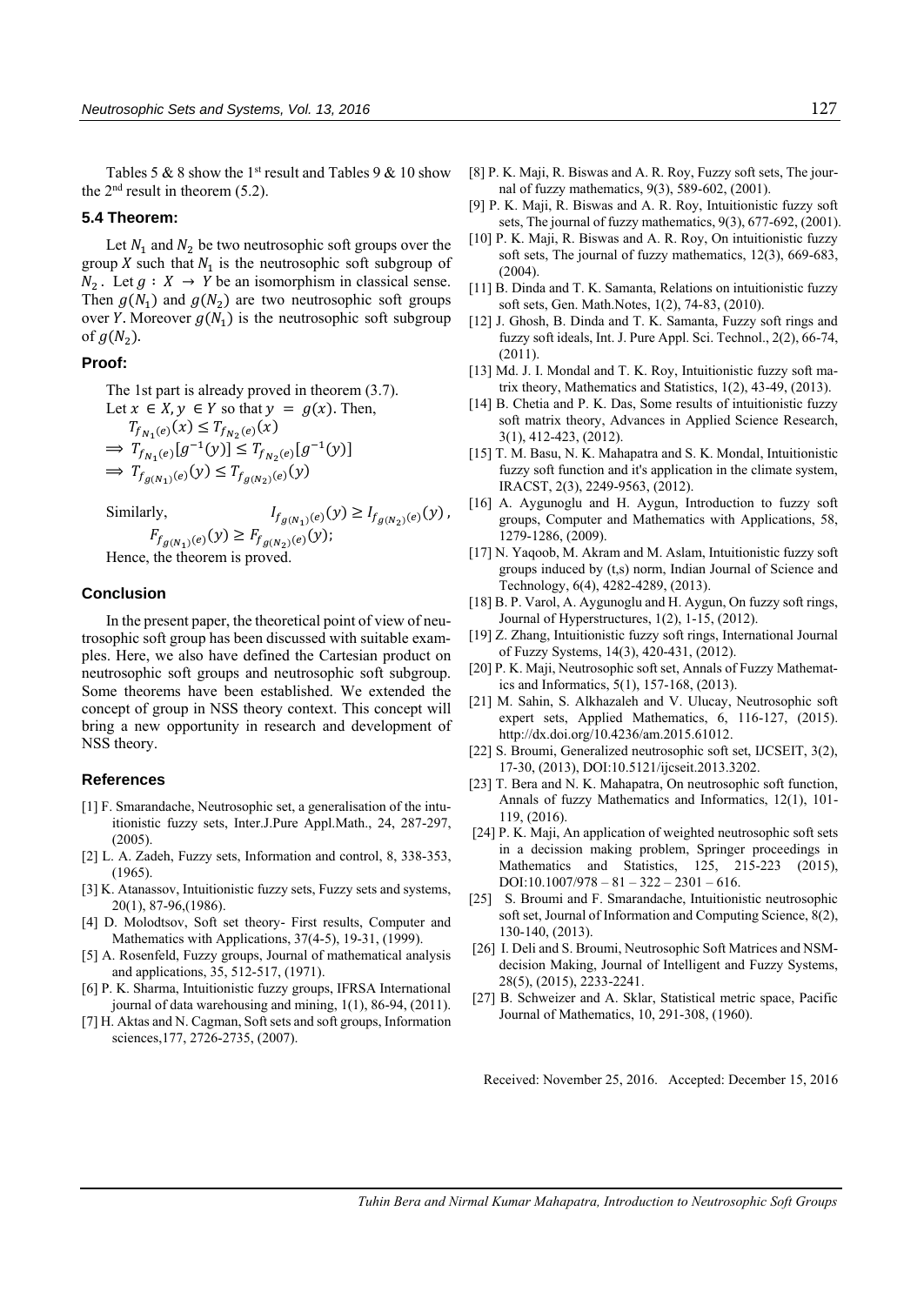Tables 5 & 8 show the 1st result and Tables 9 & 10 show the 2nd result in theorem (5.2).

### 5.4 Theorem:

Let $N_1$ and $N_2$ be two neutrosophic soft groups over the group $X$ such that $N_1$ is the neutrosophic soft subgroup of $N_2$. Let $g : X \to Y$ be an isomorphism in classical sense. Then $g(N_1)$ and $g(N_2)$ are two neutrosophic soft groups over $Y$. Moreover $g(N_1)$ is the neutrosophic soft subgroup of $g(N_2)$.

### Proof:

The 1st part is already proved in theorem (3.7).

Let $x \in X, y \in Y$ so that $y = g(x)$. Then,

$$T_{f_{N_1}(e)}(x) \leq T_{f_{N_2}(e)}(x)$$
$$\Rightarrow T_{f_{N_1}(e)}[g^{-1}(y)] \leq T_{f_{N_2}(e)}[g^{-1}(y)]$$
$$\Rightarrow T_{f_{g(N_1)}(e)}(y) \leq T_{f_{g(N_2)}(e)}(y)$$

Similarly, $I_{f_{g(N_1)}(e)}(y) \geq I_{f_{g(N_2)}(e)}(y)$,

$$F_{f_{g(N_1)}(e)}(y) \geq F_{f_{g(N_2)}(e)}(y);$$

Hence, the theorem is proved.

## Conclusion

In the present paper, the theoretical point of view of neutrosophic soft group has been discussed with suitable examples. Here, we also have defined the Cartesian product on neutrosophic soft groups and neutrosophic soft subgroup. Some theorems have been established. We extended the concept of group in NSS theory context. This concept will bring a new opportunity in research and development of NSS theory.

## References

[1] F. Smarandache, Neutrosophic set, a generalisation of the intuitionistic fuzzy sets, Inter.J.Pure Appl.Math., 24, 287-297, (2005).

[2] L. A. Zadeh, Fuzzy sets, Information and control, 8, 338-353, (1965).

[3] K. Atanassov, Intuitionistic fuzzy sets, Fuzzy sets and systems, 20(1), 87-96,(1986).

[4] D. Molodtsov, Soft set theory- First results, Computer and Mathematics with Applications, 37(4-5), 19-31, (1999).

[5] A. Rosenfeld, Fuzzy groups, Journal of mathematical analysis and applications, 35, 512-517, (1971).

[6] P. K. Sharma, Intuitionistic fuzzy groups, IFRSA International journal of data warehousing and mining, 1(1), 86-94, (2011).

[7] H. Aktas and N. Cagman, Soft sets and soft groups, Information sciences,177, 2726-2735, (2007).

[8] P. K. Maji, R. Biswas and A. R. Roy, Fuzzy soft sets, The journal of fuzzy mathematics, 9(3), 589-602, (2001).

[9] P. K. Maji, R. Biswas and A. R. Roy, Intuitionistic fuzzy soft sets, The journal of fuzzy mathematics, 9(3), 677-692, (2001).

[10] P. K. Maji, R. Biswas and A. R. Roy, On intuitionistic fuzzy soft sets, The journal of fuzzy mathematics, 12(3), 669-683, (2004).

[11] B. Dinda and T. K. Samanta, Relations on intuitionistic fuzzy soft sets, Gen. Math.Notes, 1(2), 74-83, (2010).

[12] J. Ghosh, B. Dinda and T. K. Samanta, Fuzzy soft rings and fuzzy soft ideals, Int. J. Pure Appl. Sci. Technol., 2(2), 66-74, (2011).

[13] Md. J. I. Mondal and T. K. Roy, Intuitionistic fuzzy soft matrix theory, Mathematics and Statistics, 1(2), 43-49, (2013).

[14] B. Chetia and P. K. Das, Some results of intuitionistic fuzzy soft matrix theory, Advances in Applied Science Research, 3(1), 412-423, (2012).

[15] T. M. Basu, N. K. Mahapatra and S. K. Mondal, Intuitionistic fuzzy soft function and it's application in the climate system, IRACST, 2(3), 2249-9563, (2012).

[16] A. Aygunoglu and H. Aygun, Introduction to fuzzy soft groups, Computer and Mathematics with Applications, 58, 1279-1286, (2009).

[17] N. Yaqoob, M. Akram and M. Aslam, Intuitionistic fuzzy soft groups induced by (t,s) norm, Indian Journal of Science and Technology, 6(4), 4282-4289, (2013).

[18] B. P. Varol, A. Aygunoglu and H. Aygun, On fuzzy soft rings, Journal of Hyperstructures, 1(2), 1-15, (2012).

[19] Z. Zhang, Intuitionistic fuzzy soft rings, International Journal of Fuzzy Systems, 14(3), 420-431, (2012).

[20] P. K. Maji, Neutrosophic soft set, Annals of Fuzzy Mathematics and Informatics, 5(1), 157-168, (2013).

[21] M. Sahin, S. Alkhazaleh and V. Ulucay, Neutrosophic soft expert sets, Applied Mathematics, 6, 116-127, (2015). http://dx.doi.org/10.4236/am.2015.61012.

[22] S. Broumi, Generalized neutrosophic soft set, IJCSEIT, 3(2), 17-30, (2013), DOI:10.5121/ijcseit.2013.3202.

[23] T. Bera and N. K. Mahapatra, On neutrosophic soft function, Annals of fuzzy Mathematics and Informatics, 12(1), 101-119, (2016).

[24] P. K. Maji, An application of weighted neutrosophic soft sets in a decission making problem, Springer proceedings in Mathematics and Statistics, 125, 215-223 (2015), DOI:10.1007/978 – 81 – 322 – 2301 – 616.

[25] S. Broumi and F. Smarandache, Intuitionistic neutrosophic soft set, Journal of Information and Computing Science, 8(2), 130-140, (2013).

[26] I. Deli and S. Broumi, Neutrosophic Soft Matrices and NSM-decision Making, Journal of Intelligent and Fuzzy Systems, 28(5), (2015), 2233-2241.

[27] B. Schweizer and A. Sklar, Statistical metric space, Pacific Journal of Mathematics, 10, 291-308, (1960).

Received: November 25, 2016. Accepted: December 15, 2016